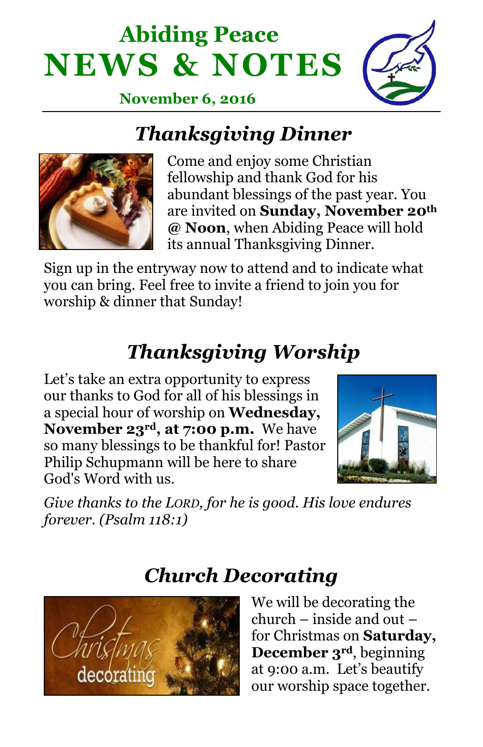# Abiding Peace NEWS & NOTES

**November 6, 2016**

## *Thanksgiving Dinner*

Come and enjoy some Christian fellowship and thank God for his abundant blessings of the past year. You are invited on **Sunday, November 20th @ Noon**, when Abiding Peace will hold its annual Thanksgiving Dinner.

Sign up in the entryway now to attend and to indicate what you can bring. Feel free to invite a friend to join you for worship & dinner that Sunday!

## *Thanksgiving Worship*

Let's take an extra opportunity to express our thanks to God for all of his blessings in a special hour of worship on **Wednesday, November 23rd, at 7:00 p.m.** We have so many blessings to be thankful for! Pastor Philip Schupmann will be here to share God's Word with us.

*Give thanks to the LORD, for he is good. His love endures forever. (Psalm 118:1)*

## *Church Decorating*

We will be decorating the church – inside and out – for Christmas on **Saturday, December 3rd**, beginning at 9:00 a.m. Let's beautify our worship space together.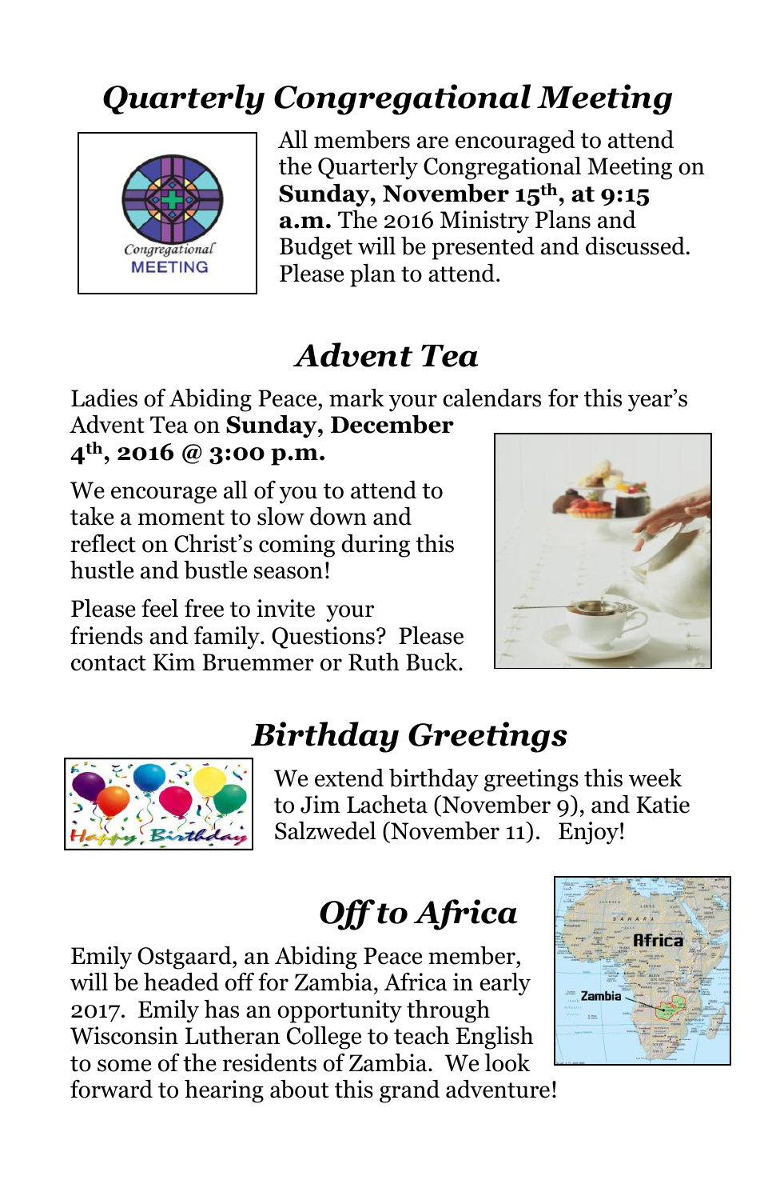## *Quarterly Congregational Meeting*

All members are encouraged to attend the Quarterly Congregational Meeting on **Sunday, November 15th, at 9:15 a.m.** The 2016 Ministry Plans and Budget will be presented and discussed. Please plan to attend.

## *Advent Tea*

Ladies of Abiding Peace, mark your calendars for this year's Advent Tea on **Sunday, December 4th, 2016 @ 3:00 p.m.**

We encourage all of you to attend to take a moment to slow down and reflect on Christ's coming during this hustle and bustle season!

Please feel free to invite your friends and family. Questions? Please contact Kim Bruemmer or Ruth Buck.

## *Birthday Greetings*

We extend birthday greetings this week to Jim Lacheta (November 9), and Katie Salzwedel (November 11). Enjoy!

## *Off to Africa*

Emily Ostgaard, an Abiding Peace member, will be headed off for Zambia, Africa in early 2017. Emily has an opportunity through Wisconsin Lutheran College to teach English to some of the residents of Zambia. We look forward to hearing about this grand adventure!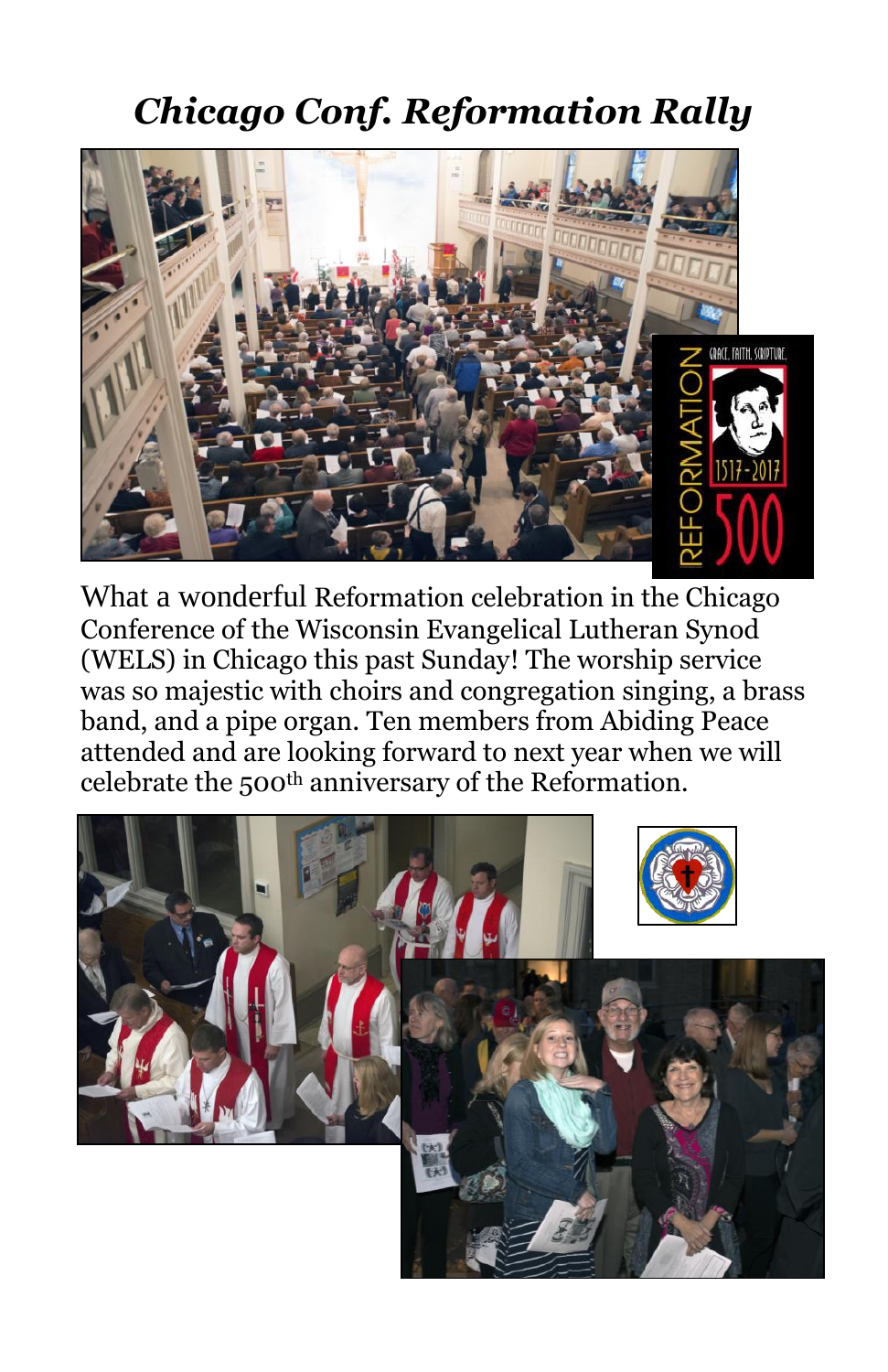# *Chicago Conf. Reformation Rally*

What a wonderful Reformation celebration in the Chicago Conference of the Wisconsin Evangelical Lutheran Synod (WELS) in Chicago this past Sunday! The worship service was so majestic with choirs and congregation singing, a brass band, and a pipe organ. Ten members from Abiding Peace attended and are looking forward to next year when we will celebrate the 500th anniversary of the Reformation.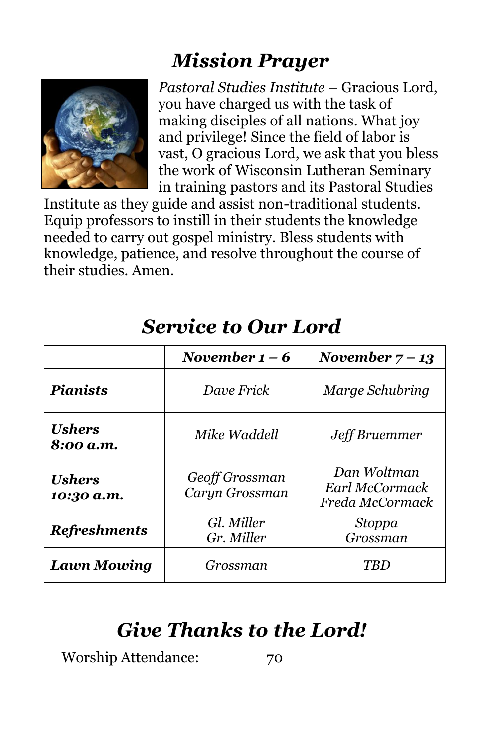## *Mission Prayer*

*Pastoral Studies Institute* – Gracious Lord, you have charged us with the task of making disciples of all nations. What joy and privilege! Since the field of labor is vast, O gracious Lord, we ask that you bless the work of Wisconsin Lutheran Seminary in training pastors and its Pastoral Studies Institute as they guide and assist non-traditional students. Equip professors to instill in their students the knowledge needed to carry out gospel ministry. Bless students with knowledge, patience, and resolve throughout the course of their studies. Amen.

## *Service to Our Lord*

| | ***November 1 – 6*** | ***November 7 – 13*** |
|---|---|---|
| ***Pianists*** | *Dave Frick* | *Marge Schubring* |
| ***Ushers 8:00 a.m.*** | *Mike Waddell* | *Jeff Bruemmer* |
| ***Ushers 10:30 a.m.*** | *Geoff Grossman*<br>*Caryn Grossman* | *Dan Woltman*<br>*Earl McCormack*<br>*Freda McCormack* |
| ***Refreshments*** | *Gl. Miller*<br>*Gr. Miller* | *Stoppa*<br>*Grossman* |
| ***Lawn Mowing*** | *Grossman* | *TBD* |

## *Give Thanks to the Lord!*

Worship Attendance: 70